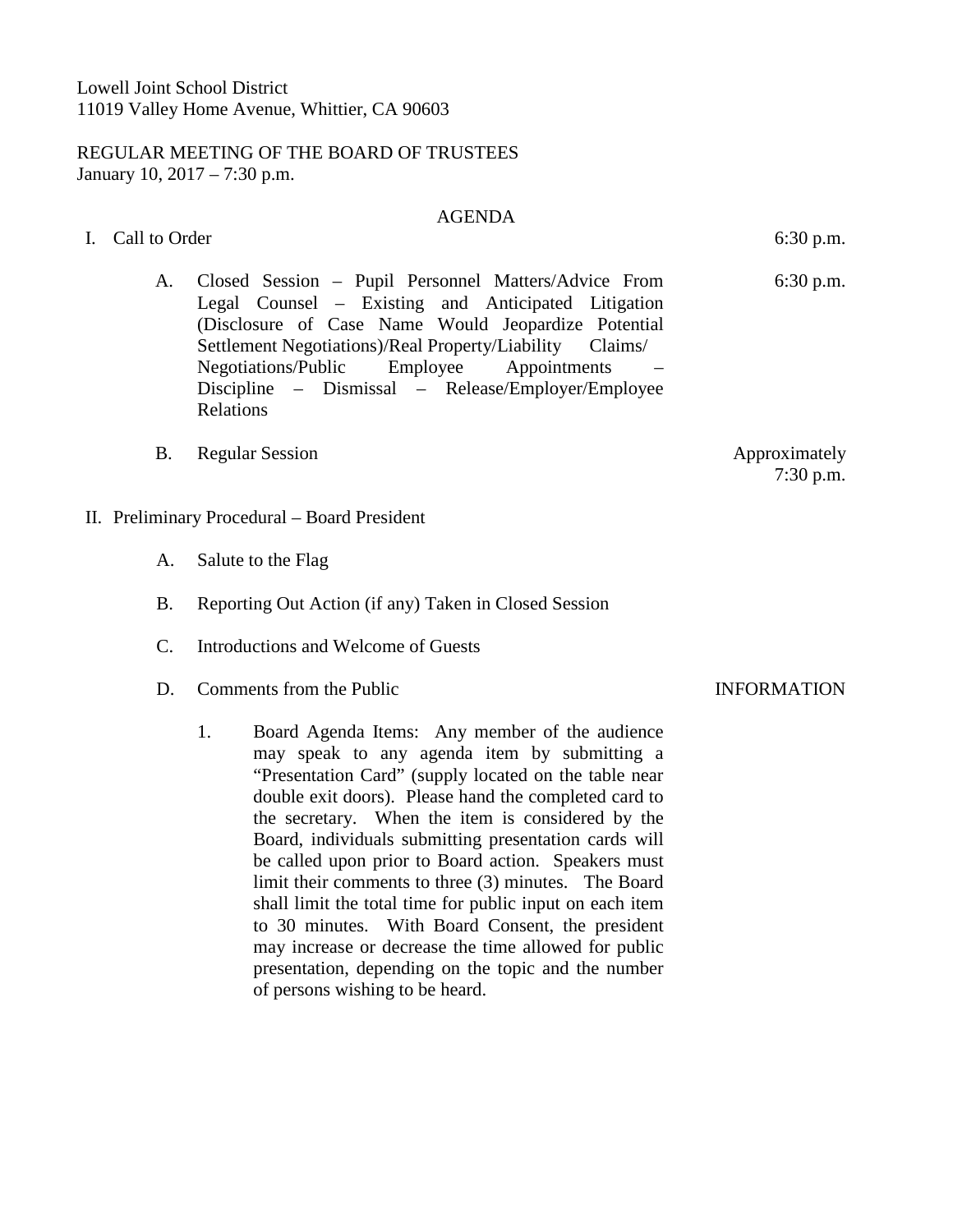Lowell Joint School District
11019 Valley Home Avenue, Whittier, CA 90603

REGULAR MEETING OF THE BOARD OF TRUSTEES
January 10, 2017 – 7:30 p.m.

AGENDA

I. Call to Order — 6:30 p.m.

A. Closed Session – Pupil Personnel Matters/Advice From Legal Counsel – Existing and Anticipated Litigation (Disclosure of Case Name Would Jeopardize Potential Settlement Negotiations)/Real Property/Liability Claims/ Negotiations/Public Employee Appointments – Discipline – Dismissal – Release/Employer/Employee Relations — 6:30 p.m.

B. Regular Session — Approximately 7:30 p.m.

II. Preliminary Procedural – Board President

A. Salute to the Flag

B. Reporting Out Action (if any) Taken in Closed Session

C. Introductions and Welcome of Guests

D. Comments from the Public — INFORMATION

1. Board Agenda Items: Any member of the audience may speak to any agenda item by submitting a "Presentation Card" (supply located on the table near double exit doors). Please hand the completed card to the secretary. When the item is considered by the Board, individuals submitting presentation cards will be called upon prior to Board action. Speakers must limit their comments to three (3) minutes. The Board shall limit the total time for public input on each item to 30 minutes. With Board Consent, the president may increase or decrease the time allowed for public presentation, depending on the topic and the number of persons wishing to be heard.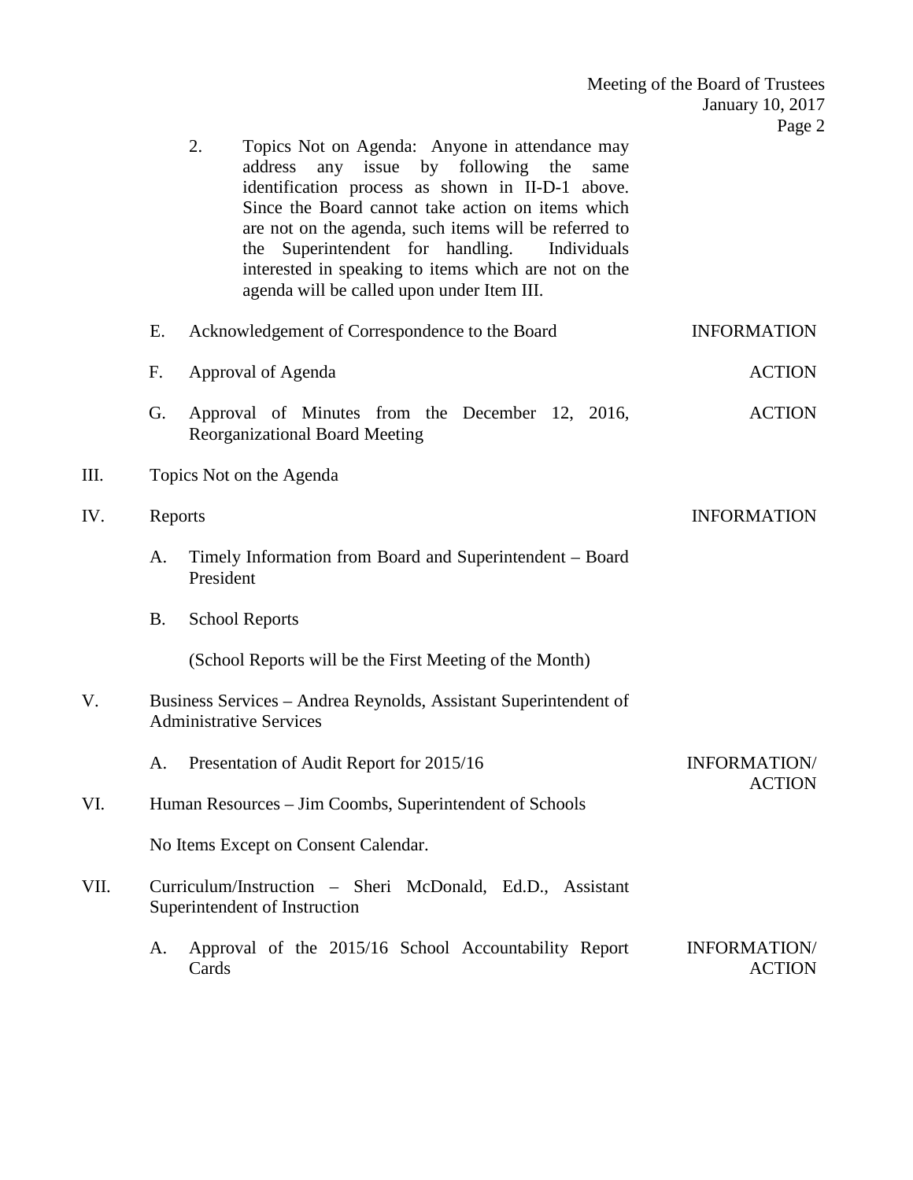2. Topics Not on Agenda: Anyone in attendance may address any issue by following the same identification process as shown in II-D-1 above. Since the Board cannot take action on items which are not on the agenda, such items will be referred to the Superintendent for handling. Individuals interested in speaking to items which are not on the agenda will be called upon under Item III.

E. Acknowledgement of Correspondence to the Board — INFORMATION

F. Approval of Agenda — ACTION

G. Approval of Minutes from the December 12, 2016, Reorganizational Board Meeting — ACTION

III. Topics Not on the Agenda

IV. Reports — INFORMATION

A. Timely Information from Board and Superintendent – Board President

B. School Reports

(School Reports will be the First Meeting of the Month)

V. Business Services – Andrea Reynolds, Assistant Superintendent of Administrative Services

A. Presentation of Audit Report for 2015/16 — INFORMATION/ ACTION

VI. Human Resources – Jim Coombs, Superintendent of Schools

No Items Except on Consent Calendar.

VII. Curriculum/Instruction – Sheri McDonald, Ed.D., Assistant Superintendent of Instruction

A. Approval of the 2015/16 School Accountability Report Cards — INFORMATION/ ACTION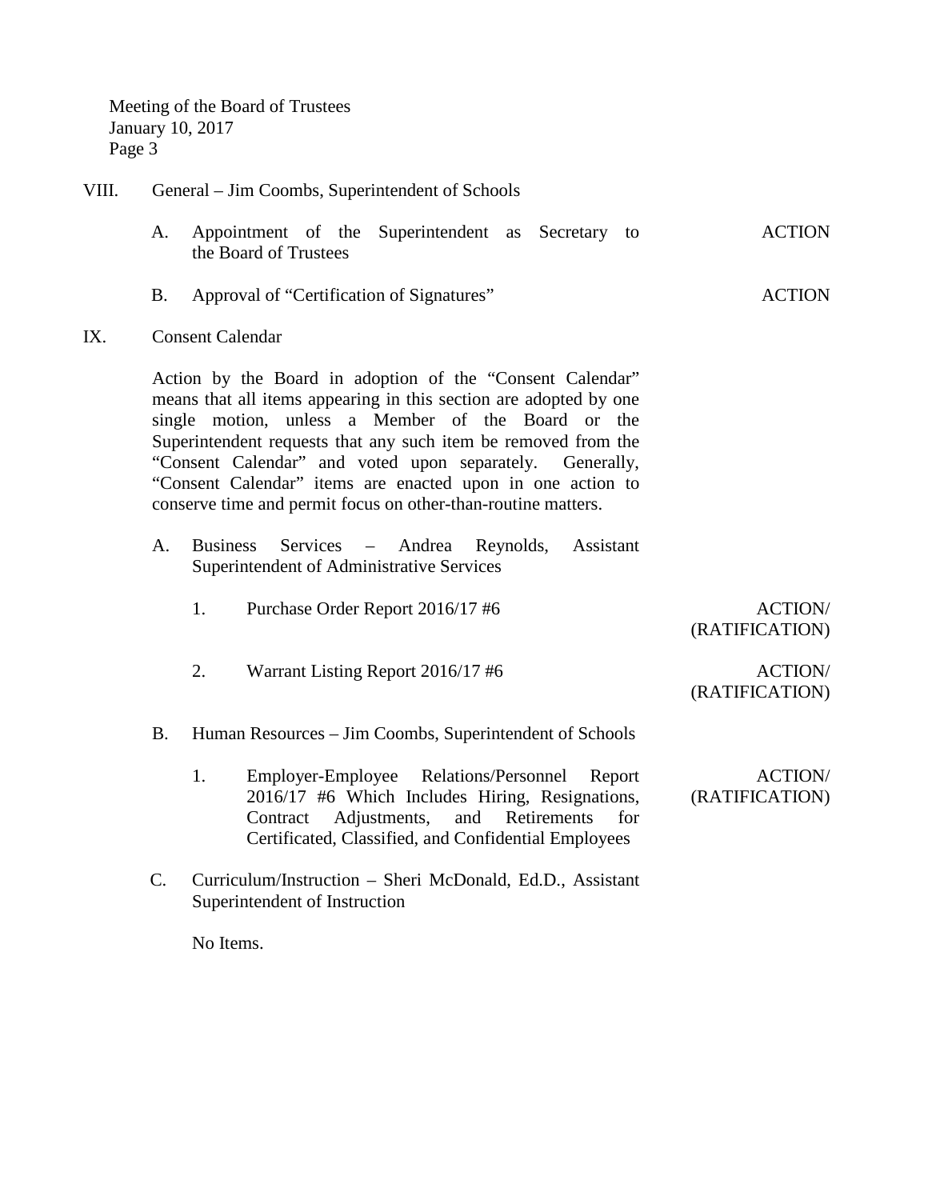VIII. General – Jim Coombs, Superintendent of Schools

A. Appointment of the Superintendent as Secretary to the Board of Trustees — ACTION

B. Approval of "Certification of Signatures" — ACTION

IX. Consent Calendar

Action by the Board in adoption of the "Consent Calendar" means that all items appearing in this section are adopted by one single motion, unless a Member of the Board or the Superintendent requests that any such item be removed from the "Consent Calendar" and voted upon separately. Generally, "Consent Calendar" items are enacted upon in one action to conserve time and permit focus on other-than-routine matters.

A. Business Services – Andrea Reynolds, Assistant Superintendent of Administrative Services

1. Purchase Order Report 2016/17 #6 — ACTION/ (RATIFICATION)

2. Warrant Listing Report 2016/17 #6 — ACTION/ (RATIFICATION)

B. Human Resources – Jim Coombs, Superintendent of Schools

1. Employer-Employee Relations/Personnel Report 2016/17 #6 Which Includes Hiring, Resignations, Contract Adjustments, and Retirements for Certificated, Classified, and Confidential Employees — ACTION/ (RATIFICATION)

C. Curriculum/Instruction – Sheri McDonald, Ed.D., Assistant Superintendent of Instruction

No Items.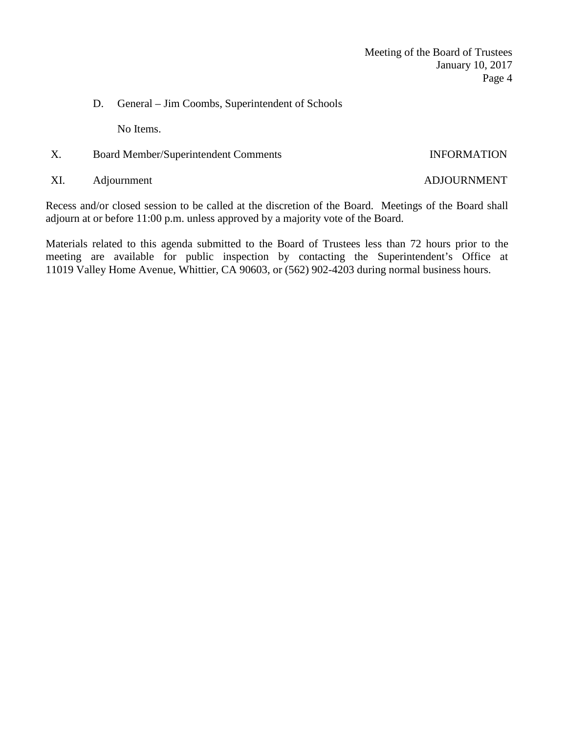D. General – Jim Coombs, Superintendent of Schools

No Items.

X. Board Member/Superintendent Comments — INFORMATION

XI. Adjournment — ADJOURNMENT

Recess and/or closed session to be called at the discretion of the Board. Meetings of the Board shall adjourn at or before 11:00 p.m. unless approved by a majority vote of the Board.

Materials related to this agenda submitted to the Board of Trustees less than 72 hours prior to the meeting are available for public inspection by contacting the Superintendent's Office at 11019 Valley Home Avenue, Whittier, CA 90603, or (562) 902-4203 during normal business hours.